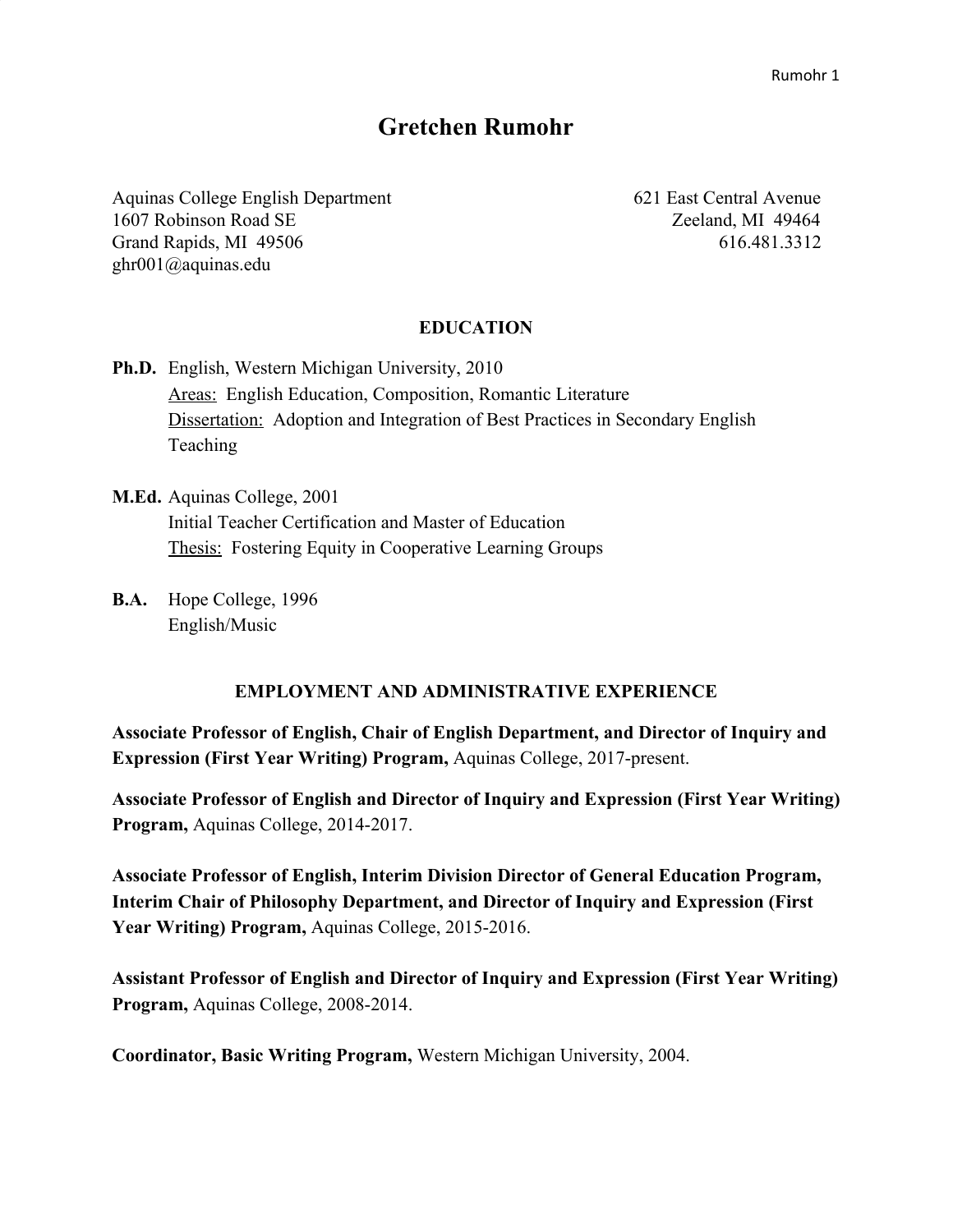# Gretchen Rumohr

Aquinas College English Department
1607 Robinson Road SE
Grand Rapids, MI 49506
ghr001@aquinas.edu

621 East Central Avenue
Zeeland, MI 49464
616.481.3312

## EDUCATION

**Ph.D.** English, Western Michigan University, 2010
Areas: English Education, Composition, Romantic Literature
Dissertation: Adoption and Integration of Best Practices in Secondary English Teaching

**M.Ed.** Aquinas College, 2001
Initial Teacher Certification and Master of Education
Thesis: Fostering Equity in Cooperative Learning Groups

**B.A.** Hope College, 1996
English/Music

## EMPLOYMENT AND ADMINISTRATIVE EXPERIENCE

**Associate Professor of English, Chair of English Department, and Director of Inquiry and Expression (First Year Writing) Program,** Aquinas College, 2017-present.

**Associate Professor of English and Director of Inquiry and Expression (First Year Writing) Program,** Aquinas College, 2014-2017.

**Associate Professor of English, Interim Division Director of General Education Program, Interim Chair of Philosophy Department, and Director of Inquiry and Expression (First Year Writing) Program,** Aquinas College, 2015-2016.

**Assistant Professor of English and Director of Inquiry and Expression (First Year Writing) Program,** Aquinas College, 2008-2014.

**Coordinator, Basic Writing Program,** Western Michigan University, 2004.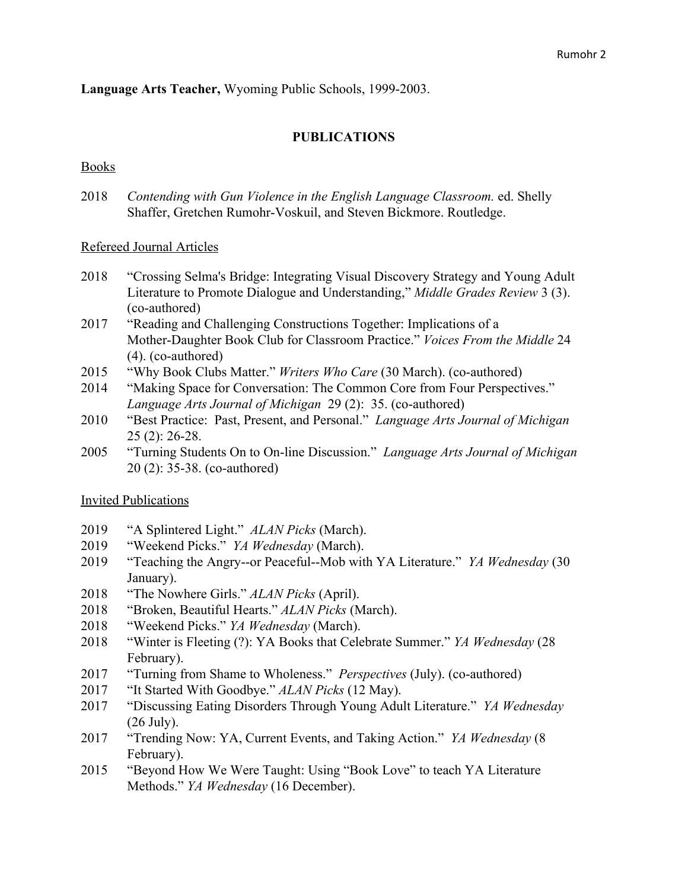**Language Arts Teacher,** Wyoming Public Schools, 1999-2003.

## PUBLICATIONS

### Books

2018 *Contending with Gun Violence in the English Language Classroom.* ed. Shelly Shaffer, Gretchen Rumohr-Voskuil, and Steven Bickmore. Routledge.

### Refereed Journal Articles

2018 "Crossing Selma's Bridge: Integrating Visual Discovery Strategy and Young Adult Literature to Promote Dialogue and Understanding," *Middle Grades Review* 3 (3). (co-authored)

2017 "Reading and Challenging Constructions Together: Implications of a Mother-Daughter Book Club for Classroom Practice." *Voices From the Middle* 24 (4). (co-authored)

2015 "Why Book Clubs Matter." *Writers Who Care* (30 March). (co-authored)

2014 "Making Space for Conversation: The Common Core from Four Perspectives." *Language Arts Journal of Michigan* 29 (2): 35. (co-authored)

2010 "Best Practice: Past, Present, and Personal." *Language Arts Journal of Michigan* 25 (2): 26-28.

2005 "Turning Students On to On-line Discussion." *Language Arts Journal of Michigan* 20 (2): 35-38. (co-authored)

### Invited Publications

2019 "A Splintered Light." *ALAN Picks* (March).

2019 "Weekend Picks." *YA Wednesday* (March).

2019 "Teaching the Angry--or Peaceful--Mob with YA Literature." *YA Wednesday* (30 January).

2018 "The Nowhere Girls." *ALAN Picks* (April).

2018 "Broken, Beautiful Hearts." *ALAN Picks* (March).

2018 "Weekend Picks." *YA Wednesday* (March).

2018 "Winter is Fleeting (?): YA Books that Celebrate Summer." *YA Wednesday* (28 February).

2017 "Turning from Shame to Wholeness." *Perspectives* (July). (co-authored)

2017 "It Started With Goodbye." *ALAN Picks* (12 May).

2017 "Discussing Eating Disorders Through Young Adult Literature." *YA Wednesday* (26 July).

2017 "Trending Now: YA, Current Events, and Taking Action." *YA Wednesday* (8 February).

2015 "Beyond How We Were Taught: Using "Book Love" to teach YA Literature Methods." *YA Wednesday* (16 December).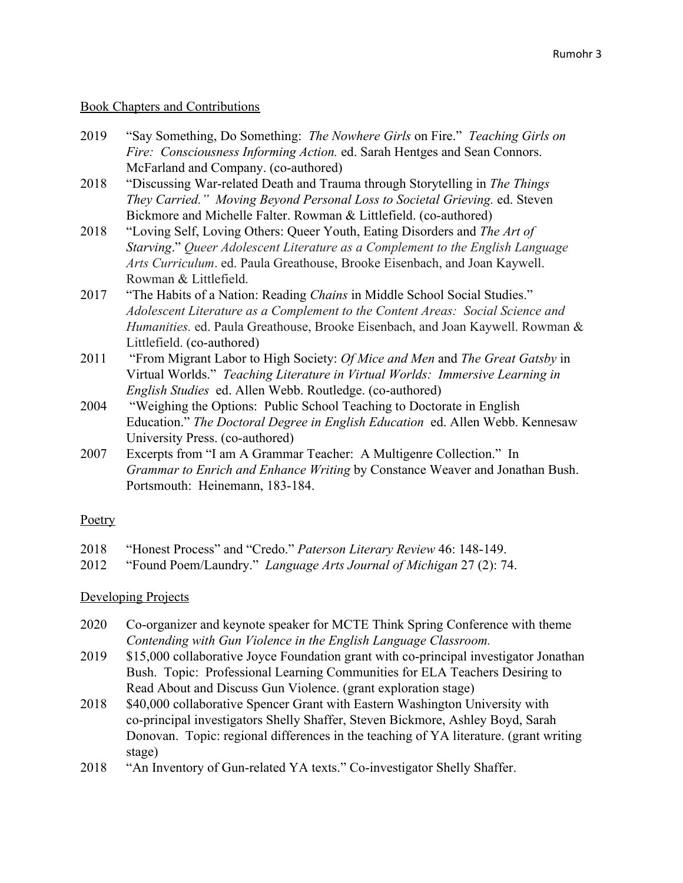## Book Chapters and Contributions

2019 "Say Something, Do Something: *The Nowhere Girls* on Fire." *Teaching Girls on Fire: Consciousness Informing Action.* ed. Sarah Hentges and Sean Connors. McFarland and Company. (co-authored)

2018 "Discussing War-related Death and Trauma through Storytelling in *The Things They Carried." Moving Beyond Personal Loss to Societal Grieving.* ed. Steven Bickmore and Michelle Falter. Rowman & Littlefield. (co-authored)

2018 "Loving Self, Loving Others: Queer Youth, Eating Disorders and *The Art of Starving*." *Queer Adolescent Literature as a Complement to the English Language Arts Curriculum*. ed. Paula Greathouse, Brooke Eisenbach, and Joan Kaywell. Rowman & Littlefield.

2017 "The Habits of a Nation: Reading *Chains* in Middle School Social Studies." *Adolescent Literature as a Complement to the Content Areas: Social Science and Humanities.* ed. Paula Greathouse, Brooke Eisenbach, and Joan Kaywell. Rowman & Littlefield. (co-authored)

2011 "From Migrant Labor to High Society: *Of Mice and Men* and *The Great Gatsby* in Virtual Worlds." *Teaching Literature in Virtual Worlds: Immersive Learning in English Studies* ed. Allen Webb. Routledge. (co-authored)

2004 "Weighing the Options: Public School Teaching to Doctorate in English Education." *The Doctoral Degree in English Education* ed. Allen Webb. Kennesaw University Press. (co-authored)

2007 Excerpts from "I am A Grammar Teacher: A Multigenre Collection." In *Grammar to Enrich and Enhance Writing* by Constance Weaver and Jonathan Bush. Portsmouth: Heinemann, 183-184.

## Poetry

2018 "Honest Process" and "Credo." *Paterson Literary Review* 46: 148-149.

2012 "Found Poem/Laundry." *Language Arts Journal of Michigan* 27 (2): 74.

## Developing Projects

2020 Co-organizer and keynote speaker for MCTE Think Spring Conference with theme *Contending with Gun Violence in the English Language Classroom.*

2019 $15,000 collaborative Joyce Foundation grant with co-principal investigator Jonathan Bush. Topic: Professional Learning Communities for ELA Teachers Desiring to Read About and Discuss Gun Violence. (grant exploration stage)

2018 $40,000 collaborative Spencer Grant with Eastern Washington University with co-principal investigators Shelly Shaffer, Steven Bickmore, Ashley Boyd, Sarah Donovan. Topic: regional differences in the teaching of YA literature. (grant writing stage)

2018 "An Inventory of Gun-related YA texts." Co-investigator Shelly Shaffer.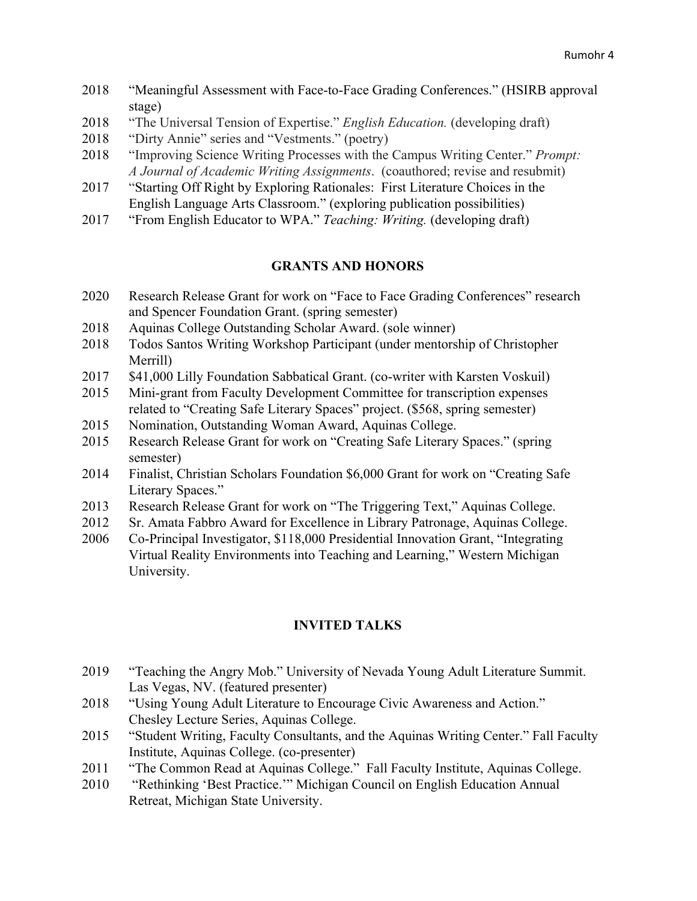2018 “Meaningful Assessment with Face-to-Face Grading Conferences.” (HSIRB approval stage)

2018 “The Universal Tension of Expertise.” *English Education.* (developing draft)

2018 “Dirty Annie” series and “Vestments.” (poetry)

2018 “Improving Science Writing Processes with the Campus Writing Center.” *Prompt: A Journal of Academic Writing Assignments*. (coauthored; revise and resubmit)

2017 “Starting Off Right by Exploring Rationales: First Literature Choices in the English Language Arts Classroom.” (exploring publication possibilities)

2017 “From English Educator to WPA.” *Teaching: Writing.* (developing draft)

## GRANTS AND HONORS

2020 Research Release Grant for work on “Face to Face Grading Conferences” research and Spencer Foundation Grant. (spring semester)

2018 Aquinas College Outstanding Scholar Award. (sole winner)

2018 Todos Santos Writing Workshop Participant (under mentorship of Christopher Merrill)

2017 $41,000 Lilly Foundation Sabbatical Grant. (co-writer with Karsten Voskuil)

2015 Mini-grant from Faculty Development Committee for transcription expenses related to “Creating Safe Literary Spaces” project. ($568, spring semester)

2015 Nomination, Outstanding Woman Award, Aquinas College.

2015 Research Release Grant for work on “Creating Safe Literary Spaces.” (spring semester)

2014 Finalist, Christian Scholars Foundation $6,000 Grant for work on “Creating Safe Literary Spaces.”

2013 Research Release Grant for work on “The Triggering Text,” Aquinas College.

2012 Sr. Amata Fabbro Award for Excellence in Library Patronage, Aquinas College.

2006 Co-Principal Investigator, $118,000 Presidential Innovation Grant, “Integrating Virtual Reality Environments into Teaching and Learning,” Western Michigan University.

## INVITED TALKS

2019 “Teaching the Angry Mob.” University of Nevada Young Adult Literature Summit. Las Vegas, NV. (featured presenter)

2018 “Using Young Adult Literature to Encourage Civic Awareness and Action.” Chesley Lecture Series, Aquinas College.

2015 “Student Writing, Faculty Consultants, and the Aquinas Writing Center.” Fall Faculty Institute, Aquinas College. (co-presenter)

2011 “The Common Read at Aquinas College.” Fall Faculty Institute, Aquinas College.

2010 “Rethinking ‘Best Practice.’” Michigan Council on English Education Annual Retreat, Michigan State University.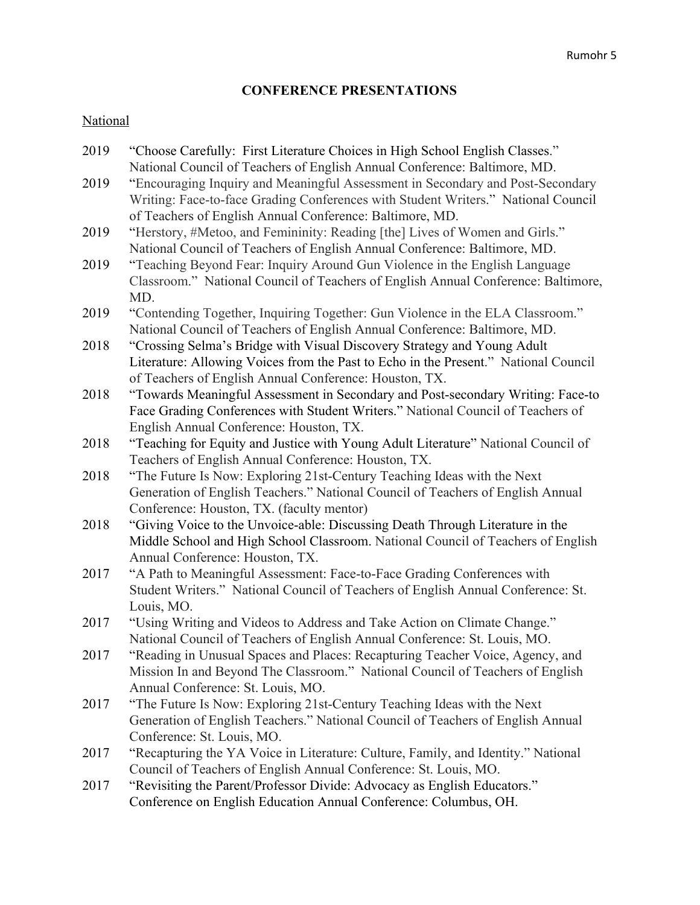## CONFERENCE PRESENTATIONS

National

2019 "Choose Carefully: First Literature Choices in High School English Classes." National Council of Teachers of English Annual Conference: Baltimore, MD.

2019 "Encouraging Inquiry and Meaningful Assessment in Secondary and Post-Secondary Writing: Face-to-face Grading Conferences with Student Writers." National Council of Teachers of English Annual Conference: Baltimore, MD.

2019 "Herstory, #Metoo, and Femininity: Reading [the] Lives of Women and Girls." National Council of Teachers of English Annual Conference: Baltimore, MD.

2019 "Teaching Beyond Fear: Inquiry Around Gun Violence in the English Language Classroom." National Council of Teachers of English Annual Conference: Baltimore, MD.

2019 "Contending Together, Inquiring Together: Gun Violence in the ELA Classroom." National Council of Teachers of English Annual Conference: Baltimore, MD.

2018 "Crossing Selma's Bridge with Visual Discovery Strategy and Young Adult Literature: Allowing Voices from the Past to Echo in the Present." National Council of Teachers of English Annual Conference: Houston, TX.

2018 "Towards Meaningful Assessment in Secondary and Post-secondary Writing: Face-to Face Grading Conferences with Student Writers." National Council of Teachers of English Annual Conference: Houston, TX.

2018 "Teaching for Equity and Justice with Young Adult Literature" National Council of Teachers of English Annual Conference: Houston, TX.

2018 "The Future Is Now: Exploring 21st-Century Teaching Ideas with the Next Generation of English Teachers." National Council of Teachers of English Annual Conference: Houston, TX. (faculty mentor)

2018 "Giving Voice to the Unvoice-able: Discussing Death Through Literature in the Middle School and High School Classroom. National Council of Teachers of English Annual Conference: Houston, TX.

2017 "A Path to Meaningful Assessment: Face-to-Face Grading Conferences with Student Writers." National Council of Teachers of English Annual Conference: St. Louis, MO.

2017 "Using Writing and Videos to Address and Take Action on Climate Change." National Council of Teachers of English Annual Conference: St. Louis, MO.

2017 "Reading in Unusual Spaces and Places: Recapturing Teacher Voice, Agency, and Mission In and Beyond The Classroom." National Council of Teachers of English Annual Conference: St. Louis, MO.

2017 "The Future Is Now: Exploring 21st-Century Teaching Ideas with the Next Generation of English Teachers." National Council of Teachers of English Annual Conference: St. Louis, MO.

2017 "Recapturing the YA Voice in Literature: Culture, Family, and Identity." National Council of Teachers of English Annual Conference: St. Louis, MO.

2017 "Revisiting the Parent/Professor Divide: Advocacy as English Educators." Conference on English Education Annual Conference: Columbus, OH.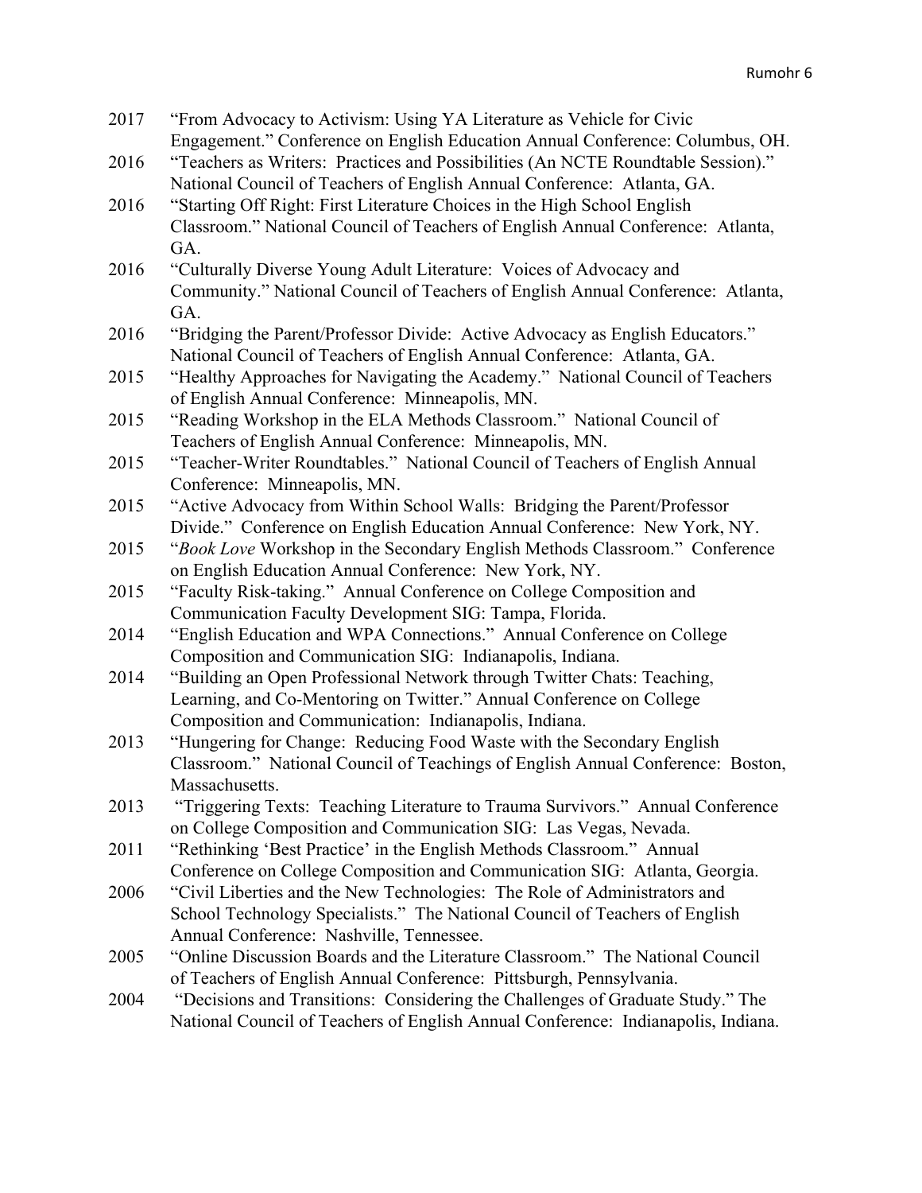2017 "From Advocacy to Activism: Using YA Literature as Vehicle for Civic Engagement." Conference on English Education Annual Conference: Columbus, OH.

2016 "Teachers as Writers: Practices and Possibilities (An NCTE Roundtable Session)." National Council of Teachers of English Annual Conference: Atlanta, GA.

2016 "Starting Off Right: First Literature Choices in the High School English Classroom." National Council of Teachers of English Annual Conference: Atlanta, GA.

2016 "Culturally Diverse Young Adult Literature: Voices of Advocacy and Community." National Council of Teachers of English Annual Conference: Atlanta, GA.

2016 "Bridging the Parent/Professor Divide: Active Advocacy as English Educators." National Council of Teachers of English Annual Conference: Atlanta, GA.

2015 "Healthy Approaches for Navigating the Academy." National Council of Teachers of English Annual Conference: Minneapolis, MN.

2015 "Reading Workshop in the ELA Methods Classroom." National Council of Teachers of English Annual Conference: Minneapolis, MN.

2015 "Teacher-Writer Roundtables." National Council of Teachers of English Annual Conference: Minneapolis, MN.

2015 "Active Advocacy from Within School Walls: Bridging the Parent/Professor Divide." Conference on English Education Annual Conference: New York, NY.

2015 "*Book Love* Workshop in the Secondary English Methods Classroom." Conference on English Education Annual Conference: New York, NY.

2015 "Faculty Risk-taking." Annual Conference on College Composition and Communication Faculty Development SIG: Tampa, Florida.

2014 "English Education and WPA Connections." Annual Conference on College Composition and Communication SIG: Indianapolis, Indiana.

2014 "Building an Open Professional Network through Twitter Chats: Teaching, Learning, and Co-Mentoring on Twitter." Annual Conference on College Composition and Communication: Indianapolis, Indiana.

2013 "Hungering for Change: Reducing Food Waste with the Secondary English Classroom." National Council of Teachings of English Annual Conference: Boston, Massachusetts.

2013 "Triggering Texts: Teaching Literature to Trauma Survivors." Annual Conference on College Composition and Communication SIG: Las Vegas, Nevada.

2011 "Rethinking 'Best Practice' in the English Methods Classroom." Annual Conference on College Composition and Communication SIG: Atlanta, Georgia.

2006 "Civil Liberties and the New Technologies: The Role of Administrators and School Technology Specialists." The National Council of Teachers of English Annual Conference: Nashville, Tennessee.

2005 "Online Discussion Boards and the Literature Classroom." The National Council of Teachers of English Annual Conference: Pittsburgh, Pennsylvania.

2004 "Decisions and Transitions: Considering the Challenges of Graduate Study." The National Council of Teachers of English Annual Conference: Indianapolis, Indiana.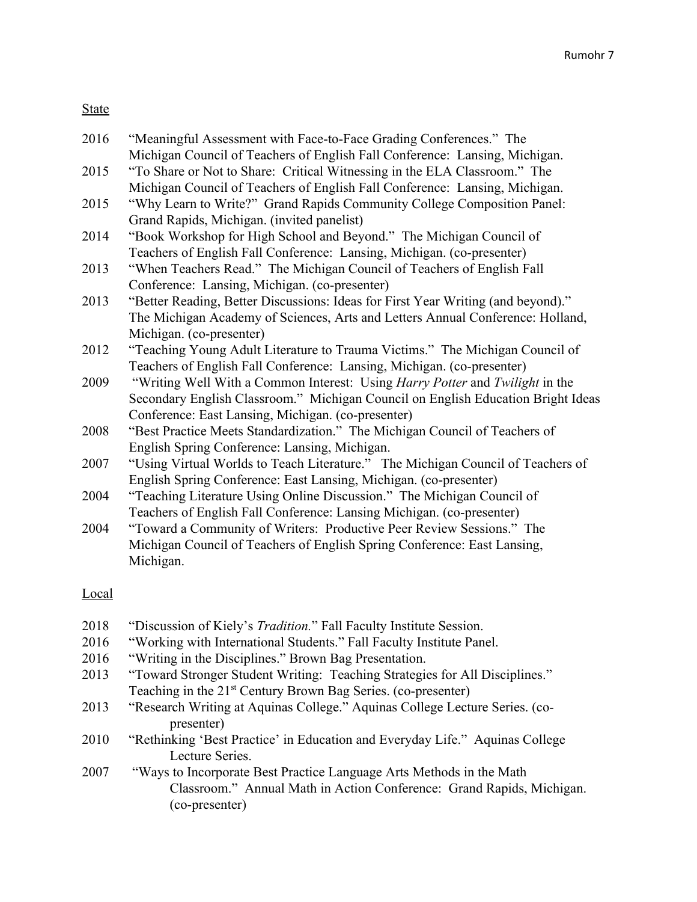<u>State</u>

2016 "Meaningful Assessment with Face-to-Face Grading Conferences." The Michigan Council of Teachers of English Fall Conference: Lansing, Michigan.

2015 "To Share or Not to Share: Critical Witnessing in the ELA Classroom." The Michigan Council of Teachers of English Fall Conference: Lansing, Michigan.

2015 "Why Learn to Write?" Grand Rapids Community College Composition Panel: Grand Rapids, Michigan. (invited panelist)

2014 "Book Workshop for High School and Beyond." The Michigan Council of Teachers of English Fall Conference: Lansing, Michigan. (co-presenter)

2013 "When Teachers Read." The Michigan Council of Teachers of English Fall Conference: Lansing, Michigan. (co-presenter)

2013 "Better Reading, Better Discussions: Ideas for First Year Writing (and beyond)." The Michigan Academy of Sciences, Arts and Letters Annual Conference: Holland, Michigan. (co-presenter)

2012 "Teaching Young Adult Literature to Trauma Victims." The Michigan Council of Teachers of English Fall Conference: Lansing, Michigan. (co-presenter)

2009 "Writing Well With a Common Interest: Using *Harry Potter* and *Twilight* in the Secondary English Classroom." Michigan Council on English Education Bright Ideas Conference: East Lansing, Michigan. (co-presenter)

2008 "Best Practice Meets Standardization." The Michigan Council of Teachers of English Spring Conference: Lansing, Michigan.

2007 "Using Virtual Worlds to Teach Literature." The Michigan Council of Teachers of English Spring Conference: East Lansing, Michigan. (co-presenter)

2004 "Teaching Literature Using Online Discussion." The Michigan Council of Teachers of English Fall Conference: Lansing Michigan. (co-presenter)

2004 "Toward a Community of Writers: Productive Peer Review Sessions." The Michigan Council of Teachers of English Spring Conference: East Lansing, Michigan.

<u>Local</u>

2018 "Discussion of Kiely's *Tradition.*" Fall Faculty Institute Session.

2016 "Working with International Students." Fall Faculty Institute Panel.

2016 "Writing in the Disciplines." Brown Bag Presentation.

2013 "Toward Stronger Student Writing: Teaching Strategies for All Disciplines." Teaching in the 21st Century Brown Bag Series. (co-presenter)

2013 "Research Writing at Aquinas College." Aquinas College Lecture Series. (co-presenter)

2010 "Rethinking 'Best Practice' in Education and Everyday Life." Aquinas College Lecture Series.

2007 "Ways to Incorporate Best Practice Language Arts Methods in the Math Classroom." Annual Math in Action Conference: Grand Rapids, Michigan. (co-presenter)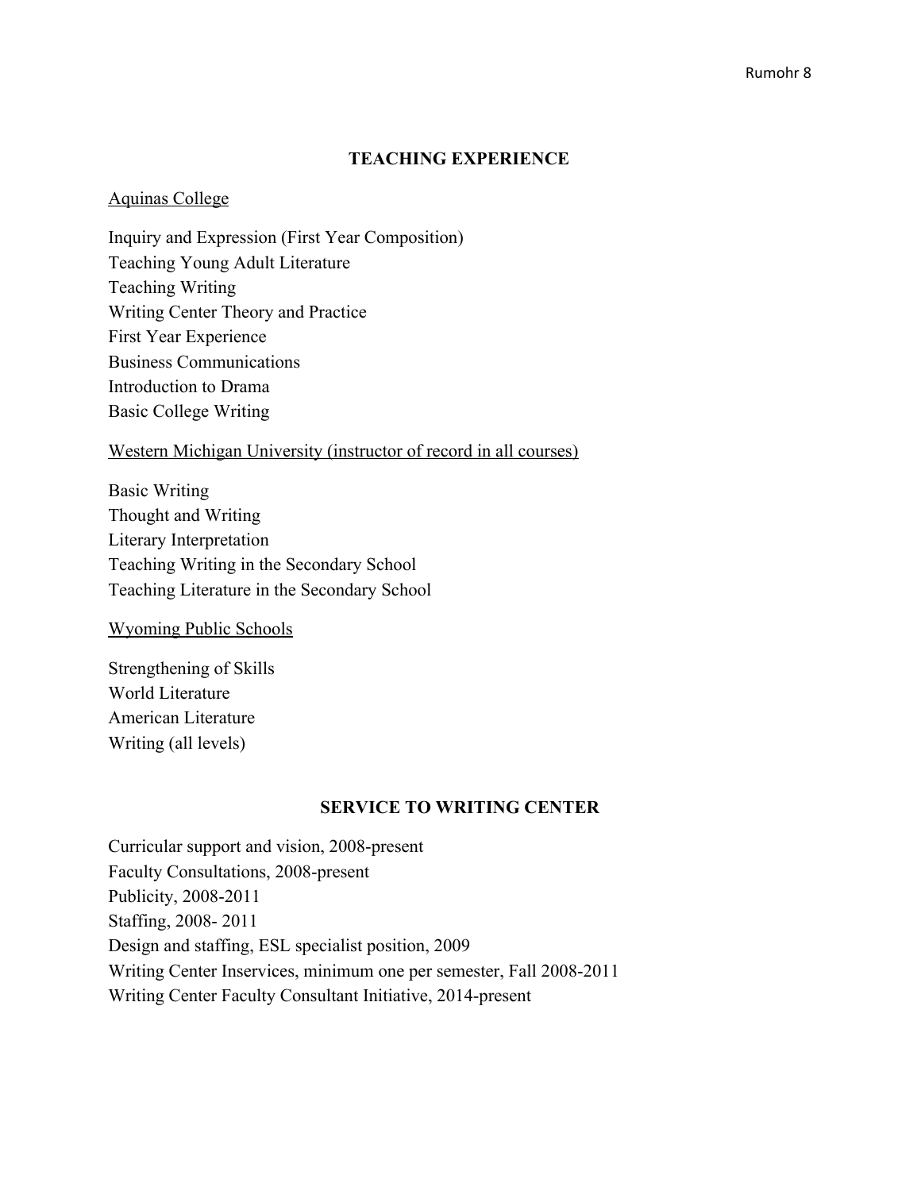## TEACHING EXPERIENCE

Aquinas College

Inquiry and Expression (First Year Composition)
Teaching Young Adult Literature
Teaching Writing
Writing Center Theory and Practice
First Year Experience
Business Communications
Introduction to Drama
Basic College Writing

Western Michigan University (instructor of record in all courses)

Basic Writing
Thought and Writing
Literary Interpretation
Teaching Writing in the Secondary School
Teaching Literature in the Secondary School

Wyoming Public Schools

Strengthening of Skills
World Literature
American Literature
Writing (all levels)

## SERVICE TO WRITING CENTER

Curricular support and vision, 2008-present
Faculty Consultations, 2008-present
Publicity, 2008-2011
Staffing, 2008- 2011
Design and staffing, ESL specialist position, 2009
Writing Center Inservices, minimum one per semester, Fall 2008-2011
Writing Center Faculty Consultant Initiative, 2014-present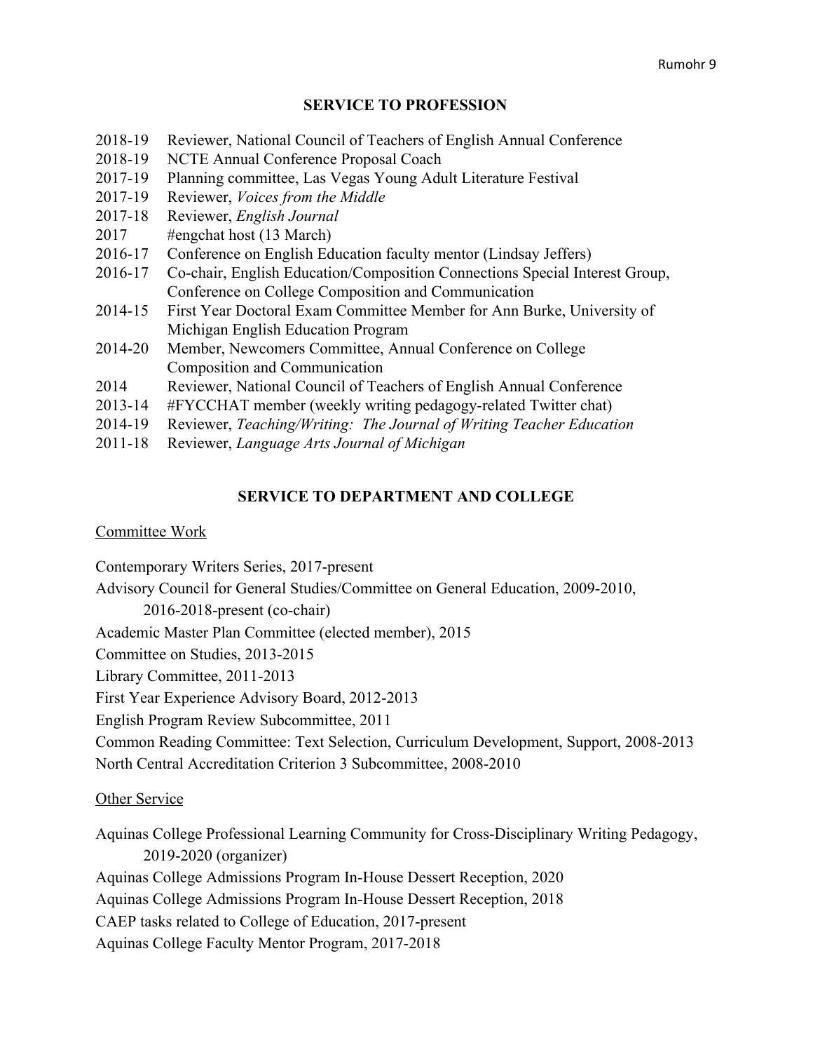## SERVICE TO PROFESSION

- 2018-19 Reviewer, National Council of Teachers of English Annual Conference
- 2018-19 NCTE Annual Conference Proposal Coach
- 2017-19 Planning committee, Las Vegas Young Adult Literature Festival
- 2017-19 Reviewer, *Voices from the Middle*
- 2017-18 Reviewer, *English Journal*
- 2017 #engchat host (13 March)
- 2016-17 Conference on English Education faculty mentor (Lindsay Jeffers)
- 2016-17 Co-chair, English Education/Composition Connections Special Interest Group, Conference on College Composition and Communication
- 2014-15 First Year Doctoral Exam Committee Member for Ann Burke, University of Michigan English Education Program
- 2014-20 Member, Newcomers Committee, Annual Conference on College Composition and Communication
- 2014 Reviewer, National Council of Teachers of English Annual Conference
- 2013-14 #FYCCHAT member (weekly writing pedagogy-related Twitter chat)
- 2014-19 Reviewer, *Teaching/Writing: The Journal of Writing Teacher Education*
- 2011-18 Reviewer, *Language Arts Journal of Michigan*

## SERVICE TO DEPARTMENT AND COLLEGE

### Committee Work

Contemporary Writers Series, 2017-present

Advisory Council for General Studies/Committee on General Education, 2009-2010, 2016-2018-present (co-chair)

Academic Master Plan Committee (elected member), 2015

Committee on Studies, 2013-2015

Library Committee, 2011-2013

First Year Experience Advisory Board, 2012-2013

English Program Review Subcommittee, 2011

Common Reading Committee: Text Selection, Curriculum Development, Support, 2008-2013

North Central Accreditation Criterion 3 Subcommittee, 2008-2010

### Other Service

Aquinas College Professional Learning Community for Cross-Disciplinary Writing Pedagogy, 2019-2020 (organizer)

Aquinas College Admissions Program In-House Dessert Reception, 2020

Aquinas College Admissions Program In-House Dessert Reception, 2018

CAEP tasks related to College of Education, 2017-present

Aquinas College Faculty Mentor Program, 2017-2018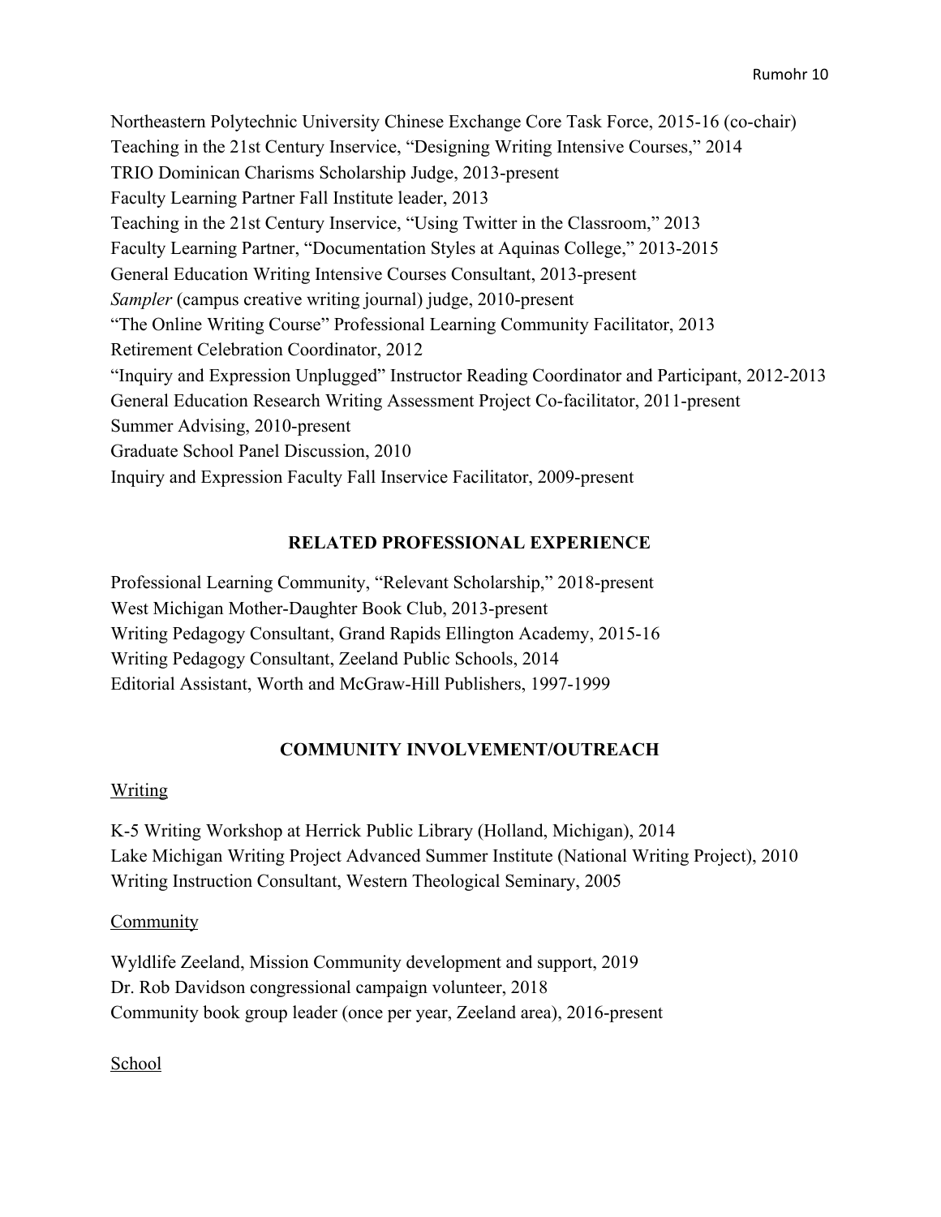Northeastern Polytechnic University Chinese Exchange Core Task Force, 2015-16 (co-chair)
Teaching in the 21st Century Inservice, "Designing Writing Intensive Courses," 2014
TRIO Dominican Charisms Scholarship Judge, 2013-present
Faculty Learning Partner Fall Institute leader, 2013
Teaching in the 21st Century Inservice, "Using Twitter in the Classroom," 2013
Faculty Learning Partner, "Documentation Styles at Aquinas College," 2013-2015
General Education Writing Intensive Courses Consultant, 2013-present
*Sampler* (campus creative writing journal) judge, 2010-present
"The Online Writing Course" Professional Learning Community Facilitator, 2013
Retirement Celebration Coordinator, 2012
"Inquiry and Expression Unplugged" Instructor Reading Coordinator and Participant, 2012-2013
General Education Research Writing Assessment Project Co-facilitator, 2011-present
Summer Advising, 2010-present
Graduate School Panel Discussion, 2010
Inquiry and Expression Faculty Fall Inservice Facilitator, 2009-present

## RELATED PROFESSIONAL EXPERIENCE

Professional Learning Community, "Relevant Scholarship," 2018-present
West Michigan Mother-Daughter Book Club, 2013-present
Writing Pedagogy Consultant, Grand Rapids Ellington Academy, 2015-16
Writing Pedagogy Consultant, Zeeland Public Schools, 2014
Editorial Assistant, Worth and McGraw-Hill Publishers, 1997-1999

## COMMUNITY INVOLVEMENT/OUTREACH

<u>Writing</u>

K-5 Writing Workshop at Herrick Public Library (Holland, Michigan), 2014
Lake Michigan Writing Project Advanced Summer Institute (National Writing Project), 2010
Writing Instruction Consultant, Western Theological Seminary, 2005

<u>Community</u>

Wyldlife Zeeland, Mission Community development and support, 2019
Dr. Rob Davidson congressional campaign volunteer, 2018
Community book group leader (once per year, Zeeland area), 2016-present

<u>School</u>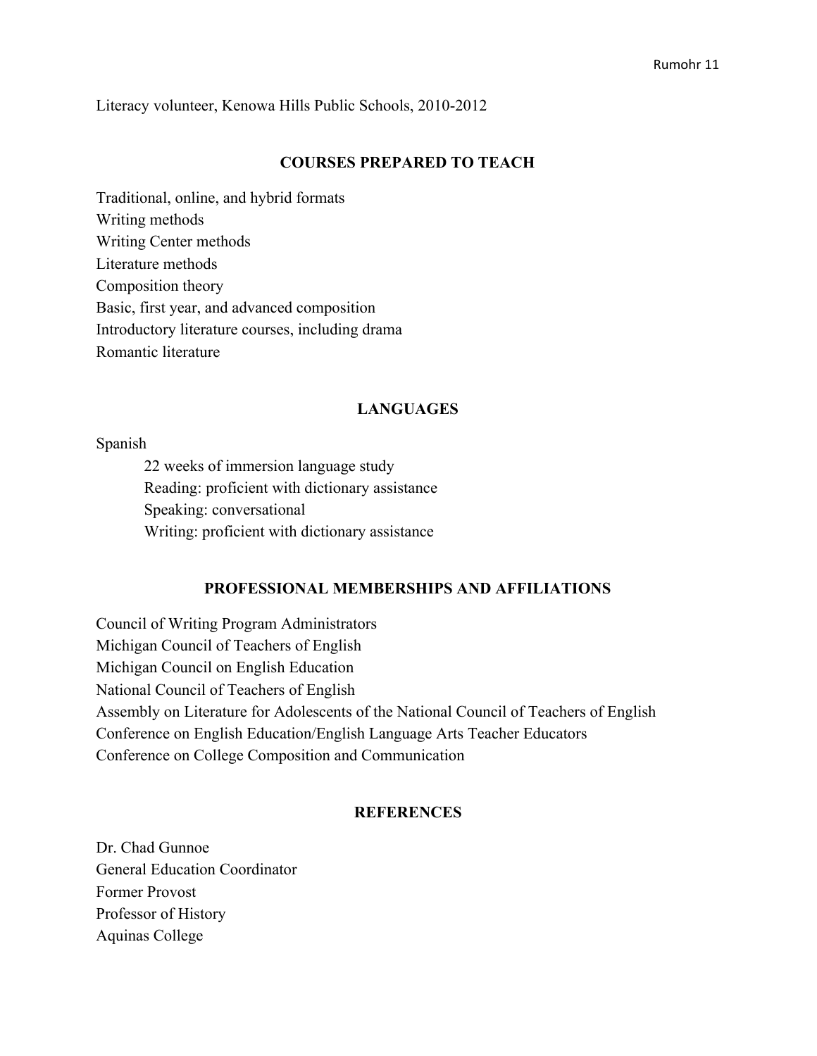Literacy volunteer, Kenowa Hills Public Schools, 2010-2012

## COURSES PREPARED TO TEACH

Traditional, online, and hybrid formats
Writing methods
Writing Center methods
Literature methods
Composition theory
Basic, first year, and advanced composition
Introductory literature courses, including drama
Romantic literature

## LANGUAGES

Spanish

- 22 weeks of immersion language study
- Reading: proficient with dictionary assistance
- Speaking: conversational
- Writing: proficient with dictionary assistance

## PROFESSIONAL MEMBERSHIPS AND AFFILIATIONS

Council of Writing Program Administrators
Michigan Council of Teachers of English
Michigan Council on English Education
National Council of Teachers of English
Assembly on Literature for Adolescents of the National Council of Teachers of English
Conference on English Education/English Language Arts Teacher Educators
Conference on College Composition and Communication

## REFERENCES

Dr. Chad Gunnoe
General Education Coordinator
Former Provost
Professor of History
Aquinas College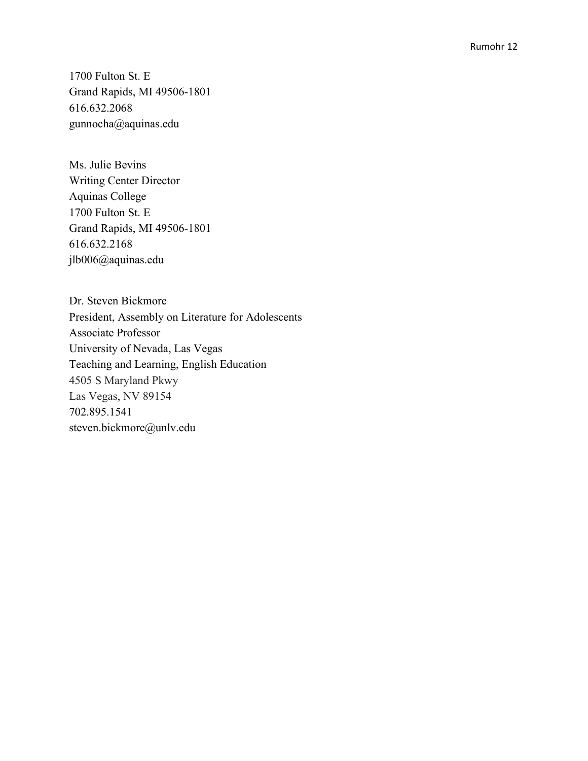1700 Fulton St. E
Grand Rapids, MI 49506-1801
616.632.2068
gunnocha@aquinas.edu

Ms. Julie Bevins
Writing Center Director
Aquinas College
1700 Fulton St. E
Grand Rapids, MI 49506-1801
616.632.2168
jlb006@aquinas.edu

Dr. Steven Bickmore
President, Assembly on Literature for Adolescents
Associate Professor
University of Nevada, Las Vegas
Teaching and Learning, English Education
4505 S Maryland Pkwy
Las Vegas, NV 89154
702.895.1541
steven.bickmore@unlv.edu